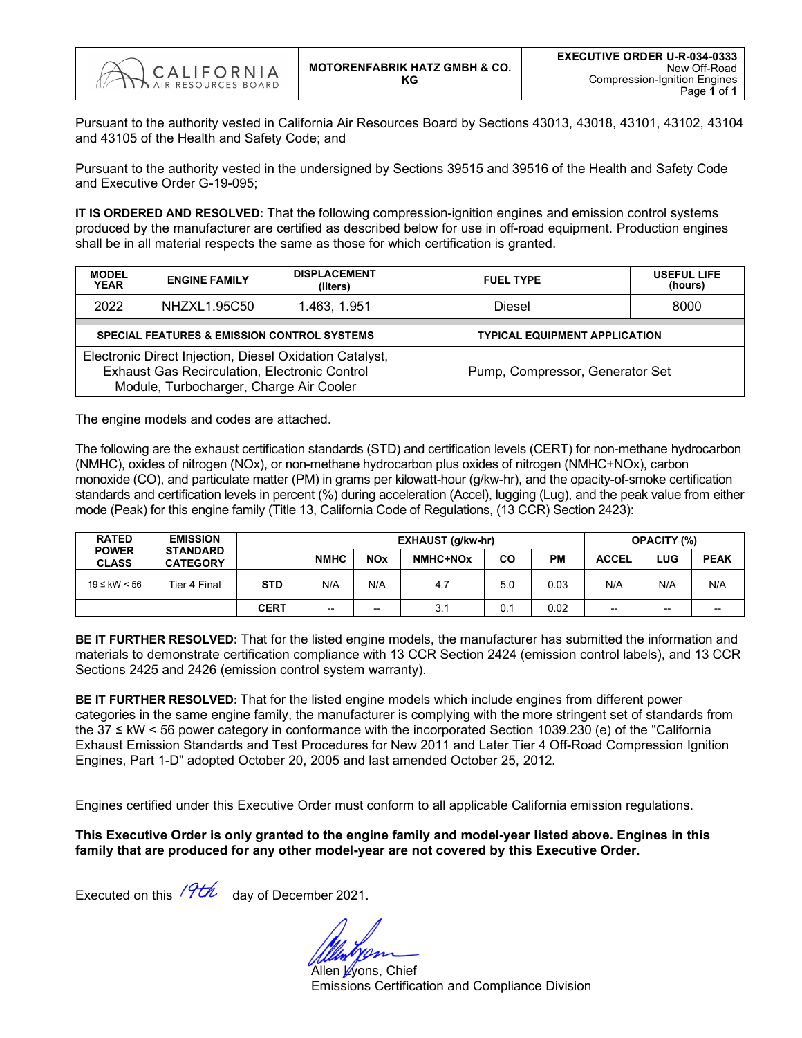| CALIFORNIA AIR RESOURCES BOARD | MOTORENFABRIK HATZ GMBH & CO. KG | **EXECUTIVE ORDER U-R-034-0333** New Off-Road Compression-Ignition Engines |
|---|---|---|

Pursuant to the authority vested in California Air Resources Board by Sections 43013, 43018, 43101, 43102, 43104 and 43105 of the Health and Safety Code; and

Pursuant to the authority vested in the undersigned by Sections 39515 and 39516 of the Health and Safety Code and Executive Order G-19-095;

**IT IS ORDERED AND RESOLVED:** That the following compression-ignition engines and emission control systems produced by the manufacturer are certified as described below for use in off-road equipment. Production engines shall be in all material respects the same as those for which certification is granted.

| MODEL YEAR | ENGINE FAMILY | DISPLACEMENT (liters) | FUEL TYPE | USEFUL LIFE (hours) |
|---|---|---|---|---|
| 2022 | NHZXL1.95C50 | 1.463, 1.951 | Diesel | 8000 |

| SPECIAL FEATURES & EMISSION CONTROL SYSTEMS | TYPICAL EQUIPMENT APPLICATION |
|---|---|
| Electronic Direct Injection, Diesel Oxidation Catalyst, Exhaust Gas Recirculation, Electronic Control Module, Turbocharger, Charge Air Cooler | Pump, Compressor, Generator Set |

The engine models and codes are attached.

The following are the exhaust certification standards (STD) and certification levels (CERT) for non-methane hydrocarbon (NMHC), oxides of nitrogen (NOx), or non-methane hydrocarbon plus oxides of nitrogen (NMHC+NOx), carbon monoxide (CO), and particulate matter (PM) in grams per kilowatt-hour (g/kw-hr), and the opacity-of-smoke certification standards and certification levels in percent (%) during acceleration (Accel), lugging (Lug), and the peak value from either mode (Peak) for this engine family (Title 13, California Code of Regulations, (13 CCR) Section 2423):

| RATED POWER CLASS | EMISSION STANDARD CATEGORY | | EXHAUST (g/kw-hr) | | | | | OPACITY (%) | | |
|---|---|---|---|---|---|---|---|---|---|---|
| | | | NMHC | NOx | NMHC+NOx | CO | PM | ACCEL | LUG | PEAK |
| 19 ≤ kW < 56 | Tier 4 Final | STD | N/A | N/A | 4.7 | 5.0 | 0.03 | N/A | N/A | N/A |
| | | CERT | -- | -- | 3.1 | 0.1 | 0.02 | -- | -- | -- |

**BE IT FURTHER RESOLVED:** That for the listed engine models, the manufacturer has submitted the information and materials to demonstrate certification compliance with 13 CCR Section 2424 (emission control labels), and 13 CCR Sections 2425 and 2426 (emission control system warranty).

**BE IT FURTHER RESOLVED:** That for the listed engine models which include engines from different power categories in the same engine family, the manufacturer is complying with the more stringent set of standards from the 37 ≤ kW < 56 power category in conformance with the incorporated Section 1039.230 (e) of the "California Exhaust Emission Standards and Test Procedures for New 2011 and Later Tier 4 Off-Road Compression Ignition Engines, Part 1-D" adopted October 20, 2005 and last amended October 25, 2012.

Engines certified under this Executive Order must conform to all applicable California emission regulations.

**This Executive Order is only granted to the engine family and model-year listed above. Engines in this family that are produced for any other model-year are not covered by this Executive Order.**

Executed on this 19th day of December 2021.

Allen Lyons, Chief
Emissions Certification and Compliance Division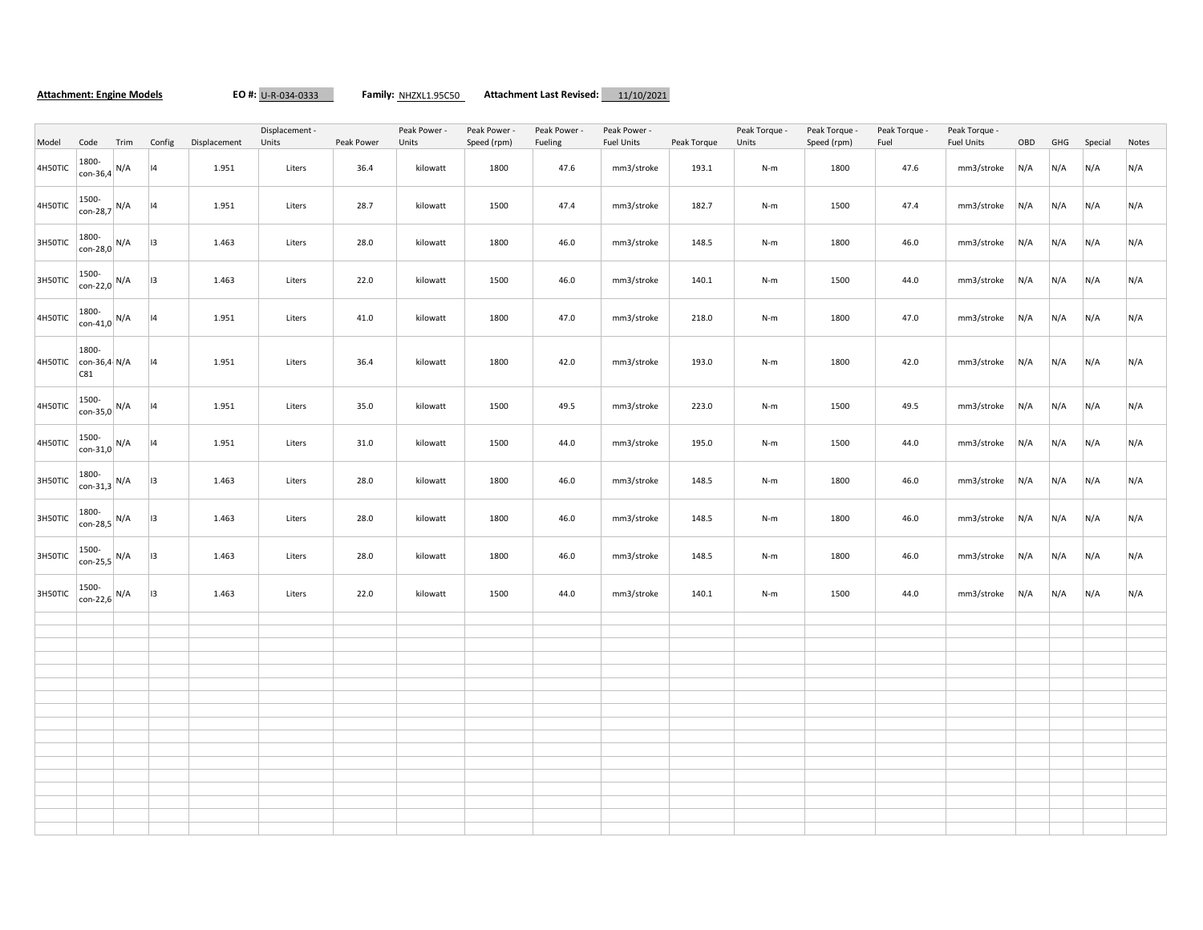**Attachment: Engine Models** **EO #:** U-R-034-0333 **Family:** NHZXL1.95C50 **Attachment Last Revised:** 11/10/2021

| Model | Code | Trim | Config | Displacement | Displacement - Units | Peak Power | Peak Power - Units | Peak Power - Speed (rpm) | Peak Power - Fueling | Peak Power - Fuel Units | Peak Torque | Peak Torque - Units | Peak Torque - Speed (rpm) | Peak Torque - Fuel | Peak Torque - Fuel Units | OBD | GHG | Special | Notes |
|---|---|---|---|---|---|---|---|---|---|---|---|---|---|---|---|---|---|---|---|
| 4H50TIC | 1800-con-36,4 | N/A | I4 | 1.951 | Liters | 36.4 | kilowatt | 1800 | 47.6 | mm3/stroke | 193.1 | N-m | 1800 | 47.6 | mm3/stroke | N/A | N/A | N/A | N/A |
| 4H50TIC | 1500-con-28,7 | N/A | I4 | 1.951 | Liters | 28.7 | kilowatt | 1500 | 47.4 | mm3/stroke | 182.7 | N-m | 1500 | 47.4 | mm3/stroke | N/A | N/A | N/A | N/A |
| 3H50TIC | 1800-con-28,0 | N/A | I3 | 1.463 | Liters | 28.0 | kilowatt | 1800 | 46.0 | mm3/stroke | 148.5 | N-m | 1800 | 46.0 | mm3/stroke | N/A | N/A | N/A | N/A |
| 3H50TIC | 1500-con-22,0 | N/A | I3 | 1.463 | Liters | 22.0 | kilowatt | 1500 | 46.0 | mm3/stroke | 140.1 | N-m | 1500 | 44.0 | mm3/stroke | N/A | N/A | N/A | N/A |
| 4H50TIC | 1800-con-41,0 | N/A | I4 | 1.951 | Liters | 41.0 | kilowatt | 1800 | 47.0 | mm3/stroke | 218.0 | N-m | 1800 | 47.0 | mm3/stroke | N/A | N/A | N/A | N/A |
| 4H50TIC | 1800-con-36,4-C81 | N/A | I4 | 1.951 | Liters | 36.4 | kilowatt | 1800 | 42.0 | mm3/stroke | 193.0 | N-m | 1800 | 42.0 | mm3/stroke | N/A | N/A | N/A | N/A |
| 4H50TIC | 1500-con-35,0 | N/A | I4 | 1.951 | Liters | 35.0 | kilowatt | 1500 | 49.5 | mm3/stroke | 223.0 | N-m | 1500 | 49.5 | mm3/stroke | N/A | N/A | N/A | N/A |
| 4H50TIC | 1500-con-31,0 | N/A | I4 | 1.951 | Liters | 31.0 | kilowatt | 1500 | 44.0 | mm3/stroke | 195.0 | N-m | 1500 | 44.0 | mm3/stroke | N/A | N/A | N/A | N/A |
| 3H50TIC | 1800-con-31,3 | N/A | I3 | 1.463 | Liters | 28.0 | kilowatt | 1800 | 46.0 | mm3/stroke | 148.5 | N-m | 1800 | 46.0 | mm3/stroke | N/A | N/A | N/A | N/A |
| 3H50TIC | 1800-con-28,5 | N/A | I3 | 1.463 | Liters | 28.0 | kilowatt | 1800 | 46.0 | mm3/stroke | 148.5 | N-m | 1800 | 46.0 | mm3/stroke | N/A | N/A | N/A | N/A |
| 3H50TIC | 1500-con-25,5 | N/A | I3 | 1.463 | Liters | 28.0 | kilowatt | 1800 | 46.0 | mm3/stroke | 148.5 | N-m | 1800 | 46.0 | mm3/stroke | N/A | N/A | N/A | N/A |
| 3H50TIC | 1500-con-22,6 | N/A | I3 | 1.463 | Liters | 22.0 | kilowatt | 1500 | 44.0 | mm3/stroke | 140.1 | N-m | 1500 | 44.0 | mm3/stroke | N/A | N/A | N/A | N/A |